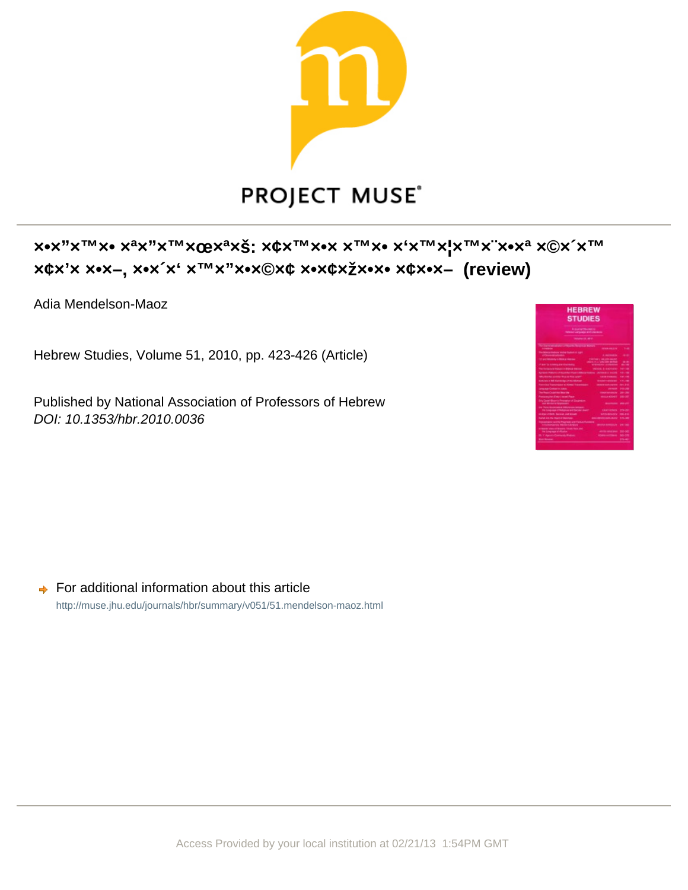## ×•×"×™×• ×ª×"×™×œ×ª×š: ×¢×™×•× ×™× ×'×™×¦×™×¨×•×ª ×©×´×™ ×¢×'× ×•×–, ×•×´×' ×™×"×•×©×¢ ×•×¢×ž×•× ×¢×•×– (review)

Adia Mendelson-Maoz

Hebrew Studies, Volume 51, 2010, pp. 423-426 (Article)

Published by National Association of Professors of Hebrew
*DOI: 10.1353/hbr.2010.0036*

For additional information about this article
http://muse.jhu.edu/journals/hbr/summary/v051/51.mendelson-maoz.html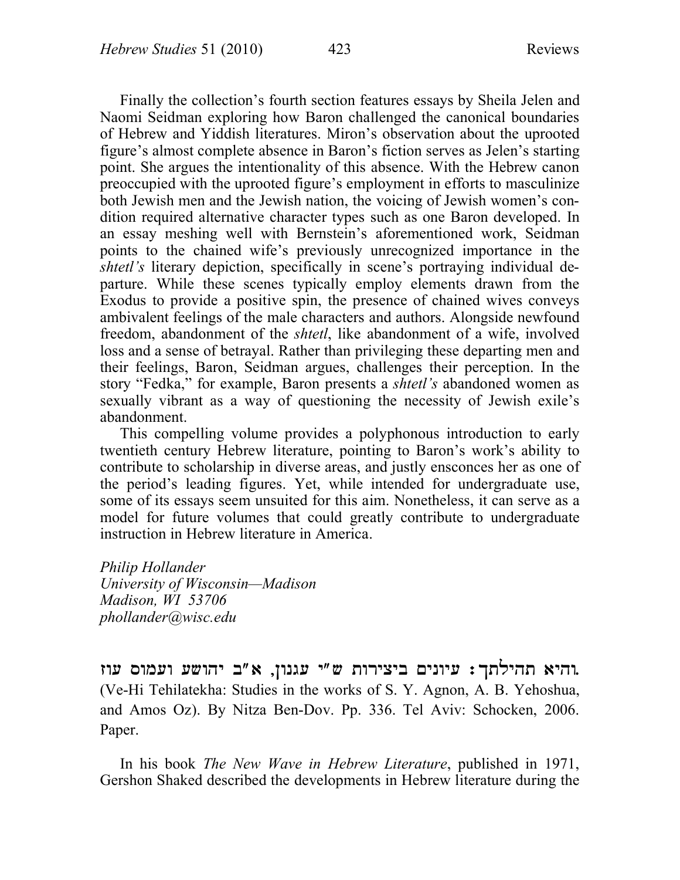Finally the collection's fourth section features essays by Sheila Jelen and Naomi Seidman exploring how Baron challenged the canonical boundaries of Hebrew and Yiddish literatures. Miron's observation about the uprooted figure's almost complete absence in Baron's fiction serves as Jelen's starting point. She argues the intentionality of this absence. With the Hebrew canon preoccupied with the uprooted figure's employment in efforts to masculinize both Jewish men and the Jewish nation, the voicing of Jewish women's condition required alternative character types such as one Baron developed. In an essay meshing well with Bernstein's aforementioned work, Seidman points to the chained wife's previously unrecognized importance in the *shtetl's* literary depiction, specifically in scene's portraying individual departure. While these scenes typically employ elements drawn from the Exodus to provide a positive spin, the presence of chained wives conveys ambivalent feelings of the male characters and authors. Alongside newfound freedom, abandonment of the *shtetl*, like abandonment of a wife, involved loss and a sense of betrayal. Rather than privileging these departing men and their feelings, Baron, Seidman argues, challenges their perception. In the story "Fedka," for example, Baron presents a *shtetl's* abandoned women as sexually vibrant as a way of questioning the necessity of Jewish exile's abandonment.

This compelling volume provides a polyphonous introduction to early twentieth century Hebrew literature, pointing to Baron's work's ability to contribute to scholarship in diverse areas, and justly ensconces her as one of the period's leading figures. Yet, while intended for undergraduate use, some of its essays seem unsuited for this aim. Nonetheless, it can serve as a model for future volumes that could greatly contribute to undergraduate instruction in Hebrew literature in America.

*Philip Hollander*
*University of Wisconsin—Madison*
*Madison, WI 53706*
*phollander@wisc.edu*

**והיא תהילתך: עיונים ביצירות ש"י עגנון, א"ב יהושע ועמוס עוז.** (Ve-Hi Tehilatekha: Studies in the works of S. Y. Agnon, A. B. Yehoshua, and Amos Oz). By Nitza Ben-Dov. Pp. 336. Tel Aviv: Schocken, 2006. Paper.

In his book *The New Wave in Hebrew Literature*, published in 1971, Gershon Shaked described the developments in Hebrew literature during the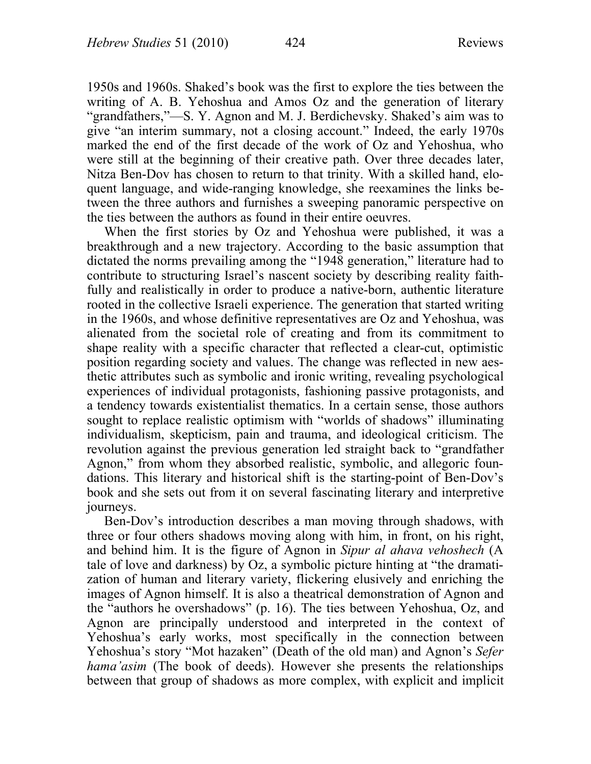1950s and 1960s. Shaked's book was the first to explore the ties between the writing of A. B. Yehoshua and Amos Oz and the generation of literary "grandfathers,"—S. Y. Agnon and M. J. Berdichevsky. Shaked's aim was to give "an interim summary, not a closing account." Indeed, the early 1970s marked the end of the first decade of the work of Oz and Yehoshua, who were still at the beginning of their creative path. Over three decades later, Nitza Ben-Dov has chosen to return to that trinity. With a skilled hand, eloquent language, and wide-ranging knowledge, she reexamines the links between the three authors and furnishes a sweeping panoramic perspective on the ties between the authors as found in their entire oeuvres.

When the first stories by Oz and Yehoshua were published, it was a breakthrough and a new trajectory. According to the basic assumption that dictated the norms prevailing among the "1948 generation," literature had to contribute to structuring Israel's nascent society by describing reality faithfully and realistically in order to produce a native-born, authentic literature rooted in the collective Israeli experience. The generation that started writing in the 1960s, and whose definitive representatives are Oz and Yehoshua, was alienated from the societal role of creating and from its commitment to shape reality with a specific character that reflected a clear-cut, optimistic position regarding society and values. The change was reflected in new aesthetic attributes such as symbolic and ironic writing, revealing psychological experiences of individual protagonists, fashioning passive protagonists, and a tendency towards existentialist thematics. In a certain sense, those authors sought to replace realistic optimism with "worlds of shadows" illuminating individualism, skepticism, pain and trauma, and ideological criticism. The revolution against the previous generation led straight back to "grandfather Agnon," from whom they absorbed realistic, symbolic, and allegoric foundations. This literary and historical shift is the starting-point of Ben-Dov's book and she sets out from it on several fascinating literary and interpretive journeys.

Ben-Dov's introduction describes a man moving through shadows, with three or four others shadows moving along with him, in front, on his right, and behind him. It is the figure of Agnon in *Sipur al ahava vehoshech* (A tale of love and darkness) by Oz, a symbolic picture hinting at "the dramatization of human and literary variety, flickering elusively and enriching the images of Agnon himself. It is also a theatrical demonstration of Agnon and the "authors he overshadows" (p. 16). The ties between Yehoshua, Oz, and Agnon are principally understood and interpreted in the context of Yehoshua's early works, most specifically in the connection between Yehoshua's story "Mot hazaken" (Death of the old man) and Agnon's *Sefer hama'asim* (The book of deeds). However she presents the relationships between that group of shadows as more complex, with explicit and implicit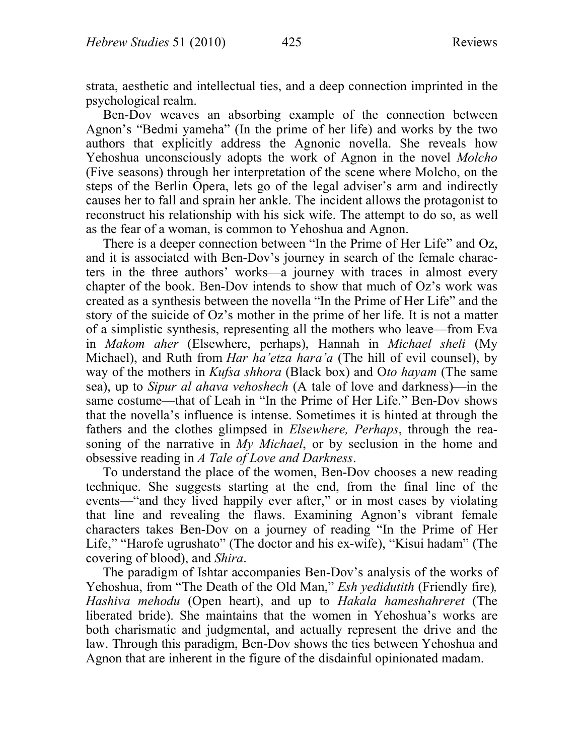strata, aesthetic and intellectual ties, and a deep connection imprinted in the psychological realm.

Ben-Dov weaves an absorbing example of the connection between Agnon's "Bedmi yameha" (In the prime of her life) and works by the two authors that explicitly address the Agnonic novella. She reveals how Yehoshua unconsciously adopts the work of Agnon in the novel *Molcho* (Five seasons) through her interpretation of the scene where Molcho, on the steps of the Berlin Opera, lets go of the legal adviser's arm and indirectly causes her to fall and sprain her ankle. The incident allows the protagonist to reconstruct his relationship with his sick wife. The attempt to do so, as well as the fear of a woman, is common to Yehoshua and Agnon.

There is a deeper connection between "In the Prime of Her Life" and Oz, and it is associated with Ben-Dov's journey in search of the female characters in the three authors' works—a journey with traces in almost every chapter of the book. Ben-Dov intends to show that much of Oz's work was created as a synthesis between the novella "In the Prime of Her Life" and the story of the suicide of Oz's mother in the prime of her life. It is not a matter of a simplistic synthesis, representing all the mothers who leave—from Eva in *Makom aher* (Elsewhere, perhaps), Hannah in *Michael sheli* (My Michael), and Ruth from *Har ha'etza hara'a* (The hill of evil counsel), by way of the mothers in *Kufsa shhora* (Black box) and O*to hayam* (The same sea), up to *Sipur al ahava vehoshech* (A tale of love and darkness)—in the same costume—that of Leah in "In the Prime of Her Life." Ben-Dov shows that the novella's influence is intense. Sometimes it is hinted at through the fathers and the clothes glimpsed in *Elsewhere, Perhaps*, through the reasoning of the narrative in *My Michael*, or by seclusion in the home and obsessive reading in *A Tale of Love and Darkness*.

To understand the place of the women, Ben-Dov chooses a new reading technique. She suggests starting at the end, from the final line of the events—"and they lived happily ever after," or in most cases by violating that line and revealing the flaws. Examining Agnon's vibrant female characters takes Ben-Dov on a journey of reading "In the Prime of Her Life," "Harofe ugrushato" (The doctor and his ex-wife), "Kisui hadam" (The covering of blood), and *Shira*.

The paradigm of Ishtar accompanies Ben-Dov's analysis of the works of Yehoshua, from "The Death of the Old Man," *Esh yedidutith* (Friendly fire)*, Hashiva mehodu* (Open heart), and up to *Hakala hameshahreret* (The liberated bride). She maintains that the women in Yehoshua's works are both charismatic and judgmental, and actually represent the drive and the law. Through this paradigm, Ben-Dov shows the ties between Yehoshua and Agnon that are inherent in the figure of the disdainful opinionated madam.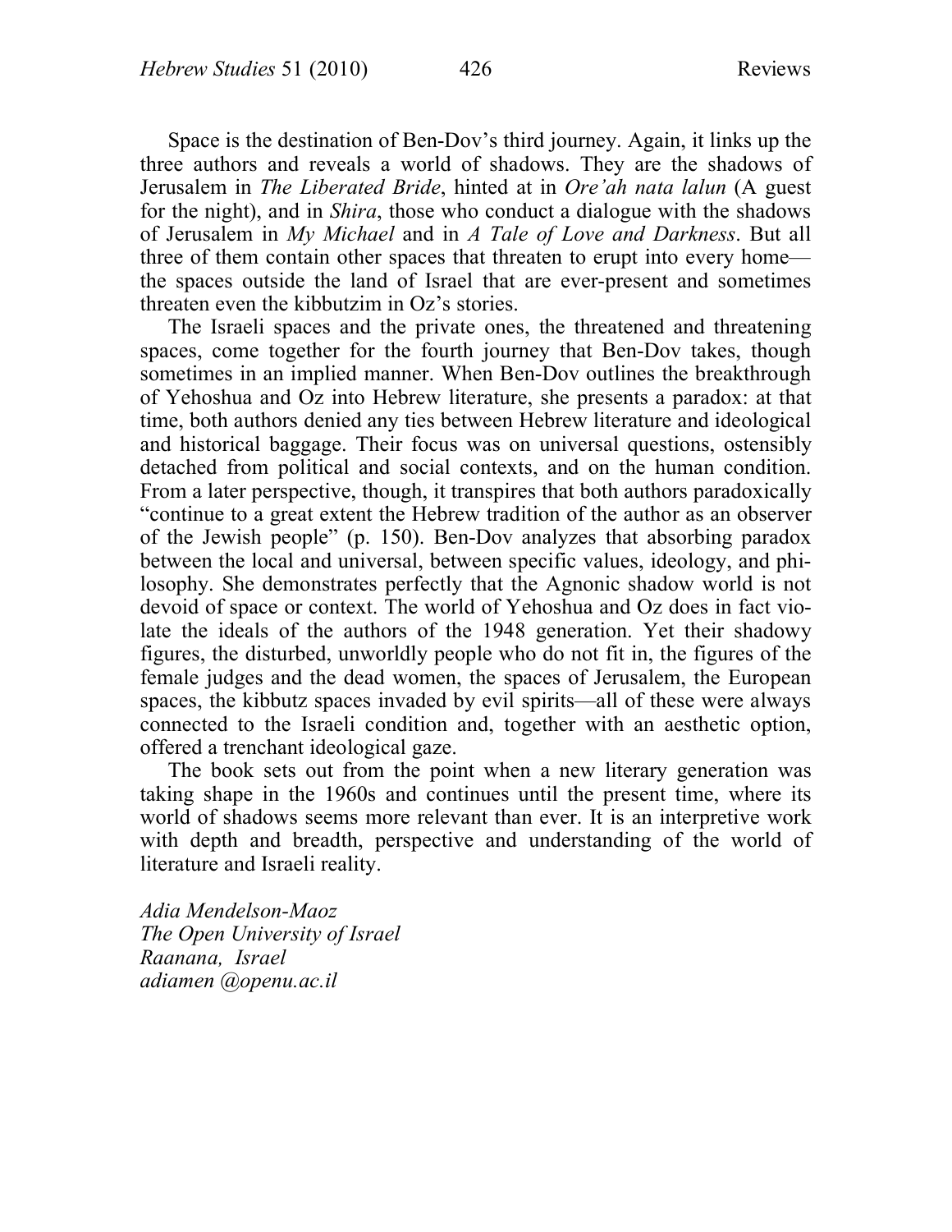Space is the destination of Ben-Dov's third journey. Again, it links up the three authors and reveals a world of shadows. They are the shadows of Jerusalem in *The Liberated Bride*, hinted at in *Ore'ah nata lalun* (A guest for the night), and in *Shira*, those who conduct a dialogue with the shadows of Jerusalem in *My Michael* and in *A Tale of Love and Darkness*. But all three of them contain other spaces that threaten to erupt into every home—the spaces outside the land of Israel that are ever-present and sometimes threaten even the kibbutzim in Oz's stories.

The Israeli spaces and the private ones, the threatened and threatening spaces, come together for the fourth journey that Ben-Dov takes, though sometimes in an implied manner. When Ben-Dov outlines the breakthrough of Yehoshua and Oz into Hebrew literature, she presents a paradox: at that time, both authors denied any ties between Hebrew literature and ideological and historical baggage. Their focus was on universal questions, ostensibly detached from political and social contexts, and on the human condition. From a later perspective, though, it transpires that both authors paradoxically "continue to a great extent the Hebrew tradition of the author as an observer of the Jewish people" (p. 150). Ben-Dov analyzes that absorbing paradox between the local and universal, between specific values, ideology, and philosophy. She demonstrates perfectly that the Agnonic shadow world is not devoid of space or context. The world of Yehoshua and Oz does in fact violate the ideals of the authors of the 1948 generation. Yet their shadowy figures, the disturbed, unworldly people who do not fit in, the figures of the female judges and the dead women, the spaces of Jerusalem, the European spaces, the kibbutz spaces invaded by evil spirits—all of these were always connected to the Israeli condition and, together with an aesthetic option, offered a trenchant ideological gaze.

The book sets out from the point when a new literary generation was taking shape in the 1960s and continues until the present time, where its world of shadows seems more relevant than ever. It is an interpretive work with depth and breadth, perspective and understanding of the world of literature and Israeli reality.

*Adia Mendelson-Maoz*
*The Open University of Israel*
*Raanana, Israel*
*adiamen @openu.ac.il*